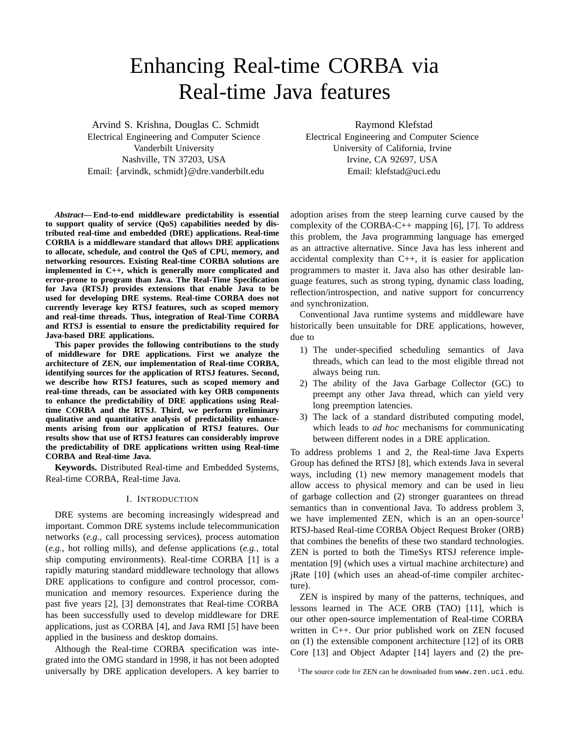# Enhancing Real-time CORBA via Real-time Java features

Arvind S. Krishna, Douglas C. Schmidt
Electrical Engineering and Computer Science
Vanderbilt University
Nashville, TN 37203, USA
Email: {arvindk, schmidt}@dre.vanderbilt.edu

Raymond Klefstad
Electrical Engineering and Computer Science
University of California, Irvine
Irvine, CA 92697, USA
Email: klefstad@uci.edu

***Abstract*— End-to-end middleware predictability is essential to support quality of service (QoS) capabilities needed by distributed real-time and embedded (DRE) applications. Real-time CORBA is a middleware standard that allows DRE applications to allocate, schedule, and control the QoS of CPU, memory, and networking resources. Existing Real-time CORBA solutions are implemented in C++, which is generally more complicated and error-prone to program than Java. The Real-Time Specification for Java (RTSJ) provides extensions that enable Java to be used for developing DRE systems. Real-time CORBA does not currently leverage key RTSJ features, such as scoped memory and real-time threads. Thus, integration of Real-Time CORBA and RTSJ is essential to ensure the predictability required for Java-based DRE applications.**

**This paper provides the following contributions to the study of middleware for DRE applications. First we analyze the architecture of ZEN, our implementation of Real-time CORBA, identifying sources for the application of RTSJ features. Second, we describe how RTSJ features, such as scoped memory and real-time threads, can be associated with key ORB components to enhance the predictability of DRE applications using Real-time CORBA and the RTSJ. Third, we perform preliminary qualitative and quantitative analysis of predictability enhancements arising from our application of RTSJ features. Our results show that use of RTSJ features can considerably improve the predictability of DRE applications written using Real-time CORBA and Real-time Java.**

**Keywords.** Distributed Real-time and Embedded Systems, Real-time CORBA, Real-time Java.

## I. Introduction

DRE systems are becoming increasingly widespread and important. Common DRE systems include telecommunication networks (*e.g.*, call processing services), process automation (*e.g.*, hot rolling mills), and defense applications (*e.g.*, total ship computing environments). Real-time CORBA [1] is a rapidly maturing standard middleware technology that allows DRE applications to configure and control processor, communication and memory resources. Experience during the past five years [2], [3] demonstrates that Real-time CORBA has been successfully used to develop middleware for DRE applications, just as CORBA [4], and Java RMI [5] have been applied in the business and desktop domains.

Although the Real-time CORBA specification was integrated into the OMG standard in 1998, it has not been adopted universally by DRE application developers. A key barrier to adoption arises from the steep learning curve caused by the complexity of the CORBA-C++ mapping [6], [7]. To address this problem, the Java programming language has emerged as an attractive alternative. Since Java has less inherent and accidental complexity than C++, it is easier for application programmers to master it. Java also has other desirable language features, such as strong typing, dynamic class loading, reflection/introspection, and native support for concurrency and synchronization.

Conventional Java runtime systems and middleware have historically been unsuitable for DRE applications, however, due to

1) The under-specified scheduling semantics of Java threads, which can lead to the most eligible thread not always being run.
2) The ability of the Java Garbage Collector (GC) to preempt any other Java thread, which can yield very long preemption latencies.
3) The lack of a standard distributed computing model, which leads to *ad hoc* mechanisms for communicating between different nodes in a DRE application.

To address problems 1 and 2, the Real-time Java Experts Group has defined the RTSJ [8], which extends Java in several ways, including (1) new memory management models that allow access to physical memory and can be used in lieu of garbage collection and (2) stronger guarantees on thread semantics than in conventional Java. To address problem 3, we have implemented ZEN, which is an an open-source[1] RTSJ-based Real-time CORBA Object Request Broker (ORB) that combines the benefits of these two standard technologies. ZEN is ported to both the TimeSys RTSJ reference implementation [9] (which uses a virtual machine architecture) and jRate [10] (which uses an ahead-of-time compiler architecture).

ZEN is inspired by many of the patterns, techniques, and lessons learned in The ACE ORB (TAO) [11], which is our other open-source implementation of Real-time CORBA written in C++. Our prior published work on ZEN focused on (1) the extensible component architecture [12] of its ORB Core [13] and Object Adapter [14] layers and (2) the pre-

[1] The source code for ZEN can be downloaded from `www.zen.uci.edu`.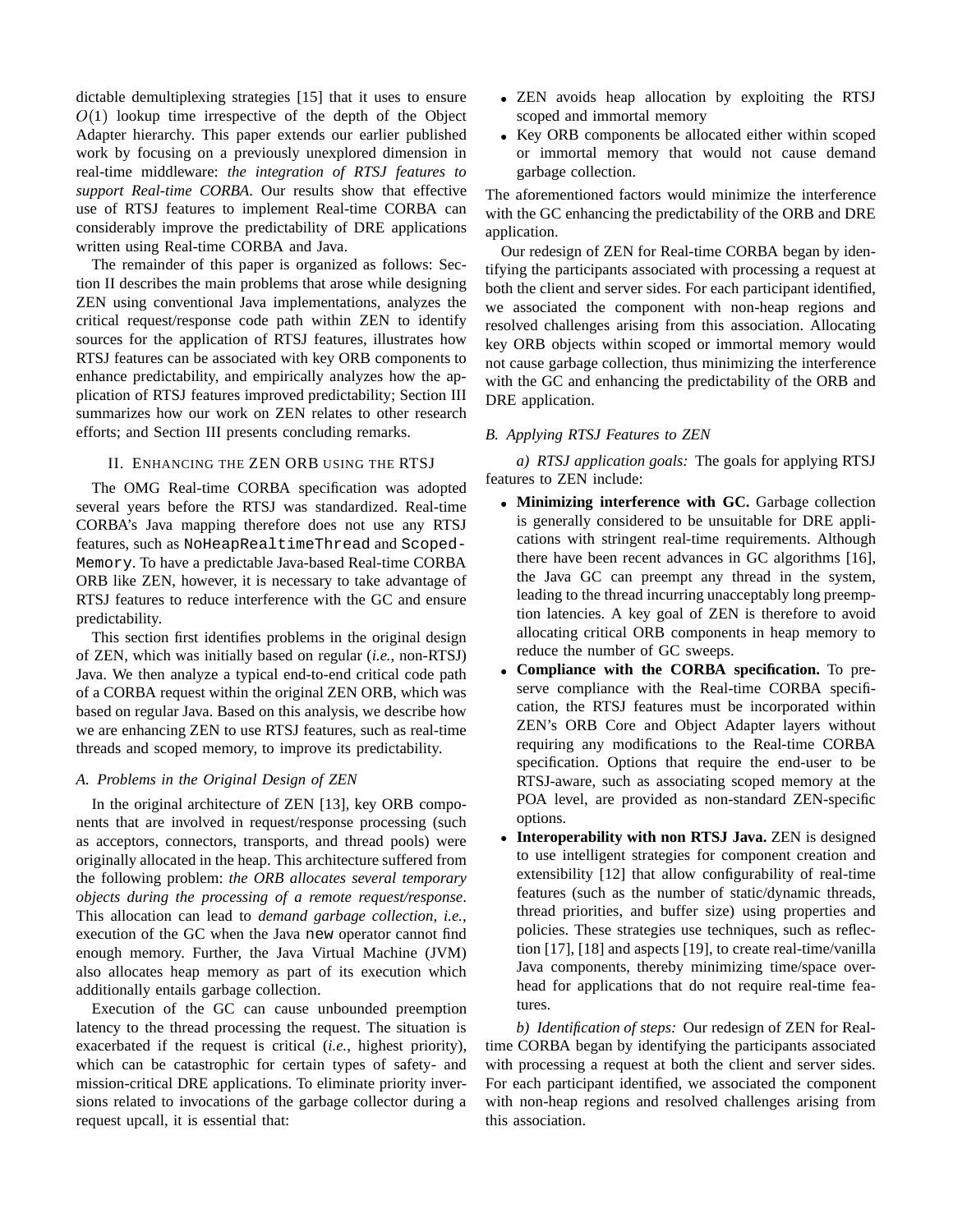dictable demultiplexing strategies [15] that it uses to ensure $O(1)$ lookup time irrespective of the depth of the Object Adapter hierarchy. This paper extends our earlier published work by focusing on a previously unexplored dimension in real-time middleware: *the integration of RTSJ features to support Real-time CORBA*. Our results show that effective use of RTSJ features to implement Real-time CORBA can considerably improve the predictability of DRE applications written using Real-time CORBA and Java.

The remainder of this paper is organized as follows: Section II describes the main problems that arose while designing ZEN using conventional Java implementations, analyzes the critical request/response code path within ZEN to identify sources for the application of RTSJ features, illustrates how RTSJ features can be associated with key ORB components to enhance predictability, and empirically analyzes how the application of RTSJ features improved predictability; Section III summarizes how our work on ZEN relates to other research efforts; and Section III presents concluding remarks.

## II. Enhancing the ZEN ORB using the RTSJ

The OMG Real-time CORBA specification was adopted several years before the RTSJ was standardized. Real-time CORBA's Java mapping therefore does not use any RTSJ features, such as `NoHeapRealtimeThread` and `ScopedMemory`. To have a predictable Java-based Real-time CORBA ORB like ZEN, however, it is necessary to take advantage of RTSJ features to reduce interference with the GC and ensure predictability.

This section first identifies problems in the original design of ZEN, which was initially based on regular (*i.e.*, non-RTSJ) Java. We then analyze a typical end-to-end critical code path of a CORBA request within the original ZEN ORB, which was based on regular Java. Based on this analysis, we describe how we are enhancing ZEN to use RTSJ features, such as real-time threads and scoped memory, to improve its predictability.

### A. Problems in the Original Design of ZEN

In the original architecture of ZEN [13], key ORB components that are involved in request/response processing (such as acceptors, connectors, transports, and thread pools) were originally allocated in the heap. This architecture suffered from the following problem: *the ORB allocates several temporary objects during the processing of a remote request/response*. This allocation can lead to *demand garbage collection*, *i.e.*, execution of the GC when the Java `new` operator cannot find enough memory. Further, the Java Virtual Machine (JVM) also allocates heap memory as part of its execution which additionally entails garbage collection.

Execution of the GC can cause unbounded preemption latency to the thread processing the request. The situation is exacerbated if the request is critical (*i.e.*, highest priority), which can be catastrophic for certain types of safety- and mission-critical DRE applications. To eliminate priority inversions related to invocations of the garbage collector during a request upcall, it is essential that:

- ZEN avoids heap allocation by exploiting the RTSJ scoped and immortal memory
- Key ORB components be allocated either within scoped or immortal memory that would not cause demand garbage collection.

The aforementioned factors would minimize the interference with the GC enhancing the predictability of the ORB and DRE application.

Our redesign of ZEN for Real-time CORBA began by identifying the participants associated with processing a request at both the client and server sides. For each participant identified, we associated the component with non-heap regions and resolved challenges arising from this association. Allocating key ORB objects within scoped or immortal memory would not cause garbage collection, thus minimizing the interference with the GC and enhancing the predictability of the ORB and DRE application.

### B. Applying RTSJ Features to ZEN

*a) RTSJ application goals:* The goals for applying RTSJ features to ZEN include:

- **Minimizing interference with GC.** Garbage collection is generally considered to be unsuitable for DRE applications with stringent real-time requirements. Although there have been recent advances in GC algorithms [16], the Java GC can preempt any thread in the system, leading to the thread incurring unacceptably long preemption latencies. A key goal of ZEN is therefore to avoid allocating critical ORB components in heap memory to reduce the number of GC sweeps.
- **Compliance with the CORBA specification.** To preserve compliance with the Real-time CORBA specification, the RTSJ features must be incorporated within ZEN's ORB Core and Object Adapter layers without requiring any modifications to the Real-time CORBA specification. Options that require the end-user to be RTSJ-aware, such as associating scoped memory at the POA level, are provided as non-standard ZEN-specific options.
- **Interoperability with non RTSJ Java.** ZEN is designed to use intelligent strategies for component creation and extensibility [12] that allow configurability of real-time features (such as the number of static/dynamic threads, thread priorities, and buffer size) using properties and policies. These strategies use techniques, such as reflection [17], [18] and aspects [19], to create real-time/vanilla Java components, thereby minimizing time/space overhead for applications that do not require real-time features.

*b) Identification of steps:* Our redesign of ZEN for Real-time CORBA began by identifying the participants associated with processing a request at both the client and server sides. For each participant identified, we associated the component with non-heap regions and resolved challenges arising from this association.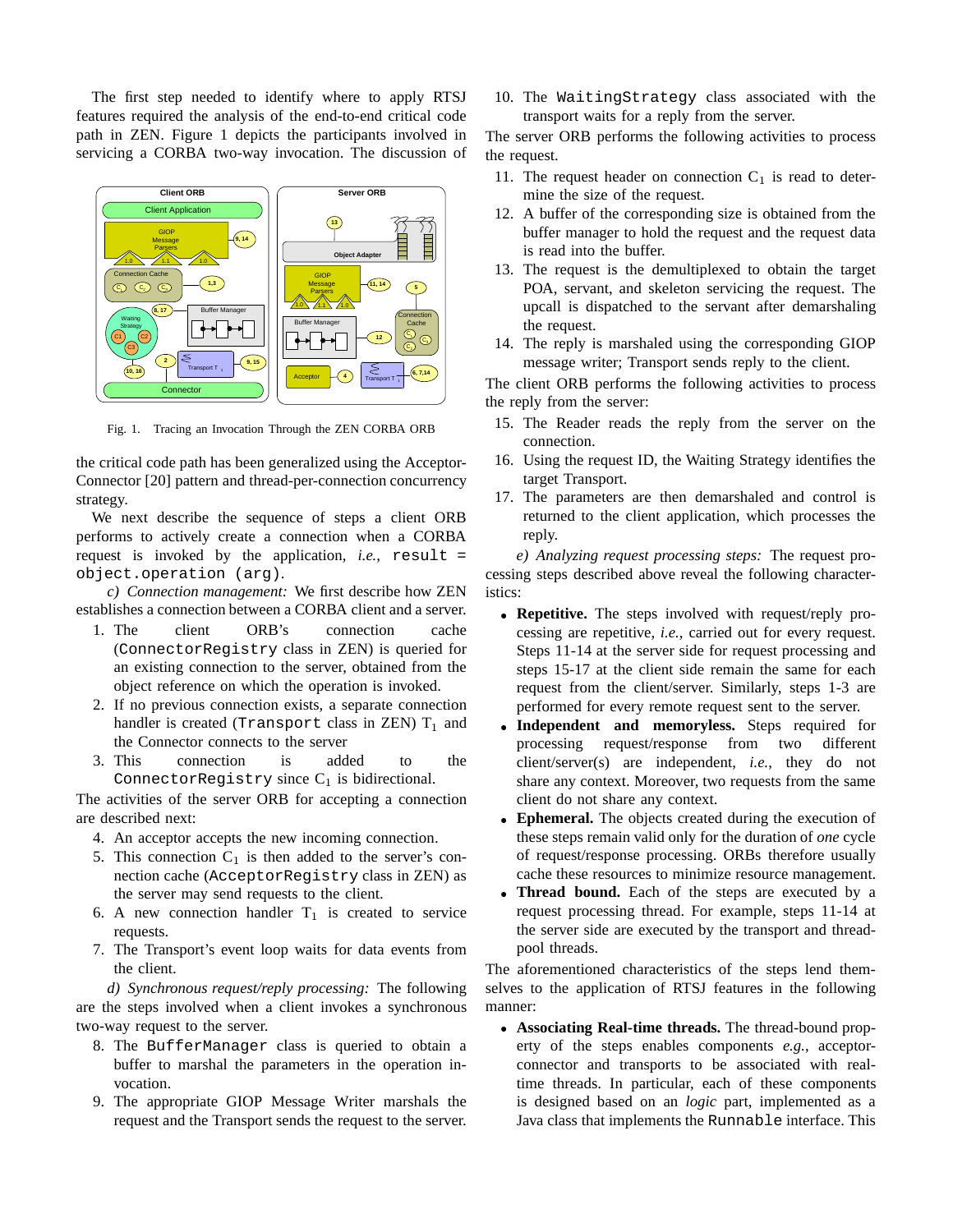The first step needed to identify where to apply RTSJ features required the analysis of the end-to-end critical code path in ZEN. Figure 1 depicts the participants involved in servicing a CORBA two-way invocation. The discussion of

Fig. 1. Tracing an Invocation Through the ZEN CORBA ORB

the critical code path has been generalized using the Acceptor-Connector [20] pattern and thread-per-connection concurrency strategy.

We next describe the sequence of steps a client ORB performs to actively create a connection when a CORBA request is invoked by the application, *i.e.*, `result = object.operation (arg)`.

*c) Connection management:* We first describe how ZEN establishes a connection between a CORBA client and a server.

1. The client ORB's connection cache (`ConnectorRegistry` class in ZEN) is queried for an existing connection to the server, obtained from the object reference on which the operation is invoked.
2. If no previous connection exists, a separate connection handler is created (`Transport` class in ZEN) $T_1$ and the Connector connects to the server
3. This connection is added to the `ConnectorRegistry` since $C_1$ is bidirectional.

The activities of the server ORB for accepting a connection are described next:

4. An acceptor accepts the new incoming connection.
5. This connection $C_1$ is then added to the server's connection cache (`AcceptorRegistry` class in ZEN) as the server may send requests to the client.
6. A new connection handler $T_1$ is created to service requests.
7. The Transport's event loop waits for data events from the client.

*d) Synchronous request/reply processing:* The following are the steps involved when a client invokes a synchronous two-way request to the server.

8. The `BufferManager` class is queried to obtain a buffer to marshal the parameters in the operation invocation.
9. The appropriate GIOP Message Writer marshals the request and the Transport sends the request to the server.
10. The `WaitingStrategy` class associated with the transport waits for a reply from the server.

The server ORB performs the following activities to process the request.

11. The request header on connection $C_1$ is read to determine the size of the request.
12. A buffer of the corresponding size is obtained from the buffer manager to hold the request and the request data is read into the buffer.
13. The request is the demultiplexed to obtain the target POA, servant, and skeleton servicing the request. The upcall is dispatched to the servant after demarshaling the request.
14. The reply is marshaled using the corresponding GIOP message writer; Transport sends reply to the client.

The client ORB performs the following activities to process the reply from the server:

15. The Reader reads the reply from the server on the connection.
16. Using the request ID, the Waiting Strategy identifies the target Transport.
17. The parameters are then demarshaled and control is returned to the client application, which processes the reply.

*e) Analyzing request processing steps:* The request processing steps described above reveal the following characteristics:

- **Repetitive.** The steps involved with request/reply processing are repetitive, *i.e.*, carried out for every request. Steps 11-14 at the server side for request processing and steps 15-17 at the client side remain the same for each request from the client/server. Similarly, steps 1-3 are performed for every remote request sent to the server.
- **Independent and memoryless.** Steps required for processing request/response from two different client/server(s) are independent, *i.e.*, they do not share any context. Moreover, two requests from the same client do not share any context.
- **Ephemeral.** The objects created during the execution of these steps remain valid only for the duration of *one* cycle of request/response processing. ORBs therefore usually cache these resources to minimize resource management.
- **Thread bound.** Each of the steps are executed by a request processing thread. For example, steps 11-14 at the server side are executed by the transport and thread-pool threads.

The aforementioned characteristics of the steps lend themselves to the application of RTSJ features in the following manner:

- **Associating Real-time threads.** The thread-bound property of the steps enables components *e.g.*, acceptor-connector and transports to be associated with real-time threads. In particular, each of these components is designed based on an *logic* part, implemented as a Java class that implements the `Runnable` interface. This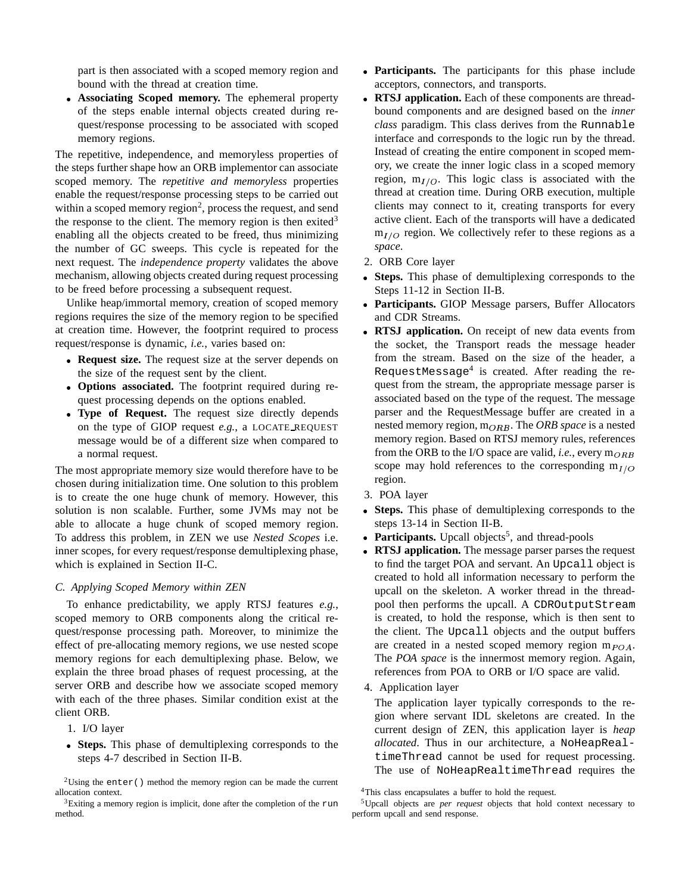part is then associated with a scoped memory region and bound with the thread at creation time.

- **Associating Scoped memory.** The ephemeral property of the steps enable internal objects created during request/response processing to be associated with scoped memory regions.

The repetitive, independence, and memoryless properties of the steps further shape how an ORB implementor can associate scoped memory. The *repetitive and memoryless* properties enable the request/response processing steps to be carried out within a scoped memory region[2], process the request, and send the response to the client. The memory region is then exited[3] enabling all the objects created to be freed, thus minimizing the number of GC sweeps. This cycle is repeated for the next request. The *independence property* validates the above mechanism, allowing objects created during request processing to be freed before processing a subsequent request.

Unlike heap/immortal memory, creation of scoped memory regions requires the size of the memory region to be specified at creation time. However, the footprint required to process request/response is dynamic, *i.e.*, varies based on:

- **Request size.** The request size at the server depends on the size of the request sent by the client.
- **Options associated.** The footprint required during request processing depends on the options enabled.
- **Type of Request.** The request size directly depends on the type of GIOP request *e.g.*, a LOCATE_REQUEST message would be of a different size when compared to a normal request.

The most appropriate memory size would therefore have to be chosen during initialization time. One solution to this problem is to create the one huge chunk of memory. However, this solution is non scalable. Further, some JVMs may not be able to allocate a huge chunk of scoped memory region. To address this problem, in ZEN we use *Nested Scopes* i.e. inner scopes, for every request/response demultiplexing phase, which is explained in Section II-C.

### C. Applying Scoped Memory within ZEN

To enhance predictability, we apply RTSJ features *e.g.*, scoped memory to ORB components along the critical request/response processing path. Moreover, to minimize the effect of pre-allocating memory regions, we use nested scope memory regions for each demultiplexing phase. Below, we explain the three broad phases of request processing, at the server ORB and describe how we associate scoped memory with each of the three phases. Similar condition exist at the client ORB.

1. I/O layer

- **Steps.** This phase of demultiplexing corresponds to the steps 4-7 described in Section II-B.
- **Participants.** The participants for this phase include acceptors, connectors, and transports.
- **RTSJ application.** Each of these components are thread-bound components and are designed based on the *inner class* paradigm. This class derives from the `Runnable` interface and corresponds to the logic run by the thread. Instead of creating the entire component in scoped memory, we create the inner logic class in a scoped memory region, $m_{I/O}$. This logic class is associated with the thread at creation time. During ORB execution, multiple clients may connect to it, creating transports for every active client. Each of the transports will have a dedicated $m_{I/O}$ region. We collectively refer to these regions as a *space*.

2. ORB Core layer

- **Steps.** This phase of demultiplexing corresponds to the Steps 11-12 in Section II-B.
- **Participants.** GIOP Message parsers, Buffer Allocators and CDR Streams.
- **RTSJ application.** On receipt of new data events from the socket, the Transport reads the message header from the stream. Based on the size of the header, a `RequestMessage`[4] is created. After reading the request from the stream, the appropriate message parser is associated based on the type of the request. The message parser and the RequestMessage buffer are created in a nested memory region, $m_{ORB}$. The *ORB space* is a nested memory region. Based on RTSJ memory rules, references from the ORB to the I/O space are valid, *i.e.*, every $m_{ORB}$ scope may hold references to the corresponding $m_{I/O}$ region.

3. POA layer

- **Steps.** This phase of demultiplexing corresponds to the steps 13-14 in Section II-B.
- **Participants.** Upcall objects[5], and thread-pools
- **RTSJ application.** The message parser parses the request to find the target POA and servant. An `Upcall` object is created to hold all information necessary to perform the upcall on the skeleton. A worker thread in the thread-pool then performs the upcall. A `CDROutputStream` is created, to hold the response, which is then sent to the client. The `Upcall` objects and the output buffers are created in a nested scoped memory region $m_{POA}$. The *POA space* is the innermost memory region. Again, references from POA to ORB or I/O space are valid.

4. Application layer

The application layer typically corresponds to the region where servant IDL skeletons are created. In the current design of ZEN, this application layer is *heap allocated*. Thus in our architecture, a `NoHeapRealtimeThread` cannot be used for request processing. The use of `NoHeapRealtimeThread` requires the

[2]Using the `enter()` method the memory region can be made the current allocation context.

[3]Exiting a memory region is implicit, done after the completion of the `run` method.

[4]This class encapsulates a buffer to hold the request.

[5]Upcall objects are *per request* objects that hold context necessary to perform upcall and send response.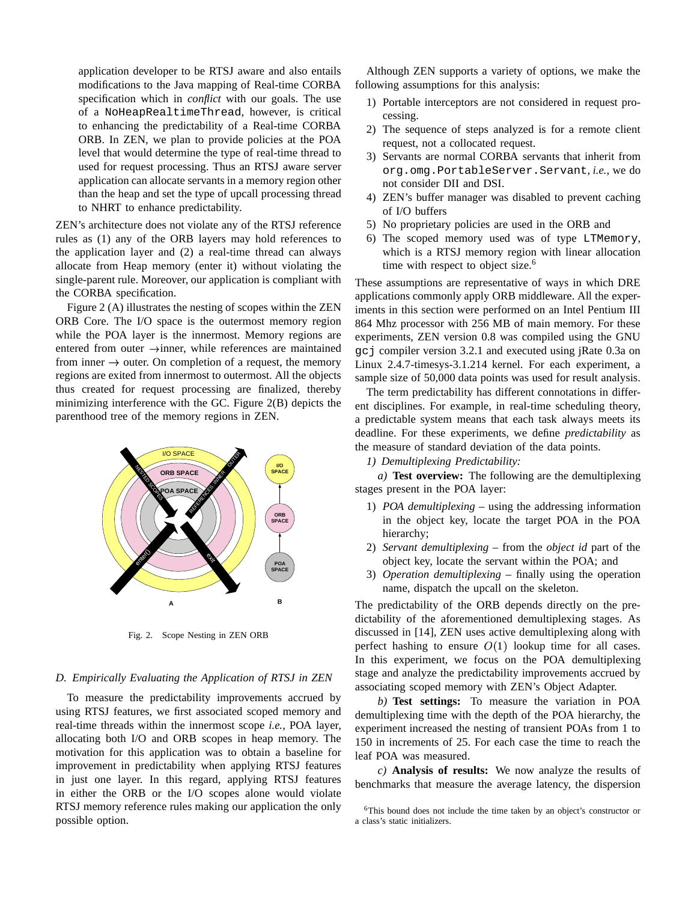application developer to be RTSJ aware and also entails modifications to the Java mapping of Real-time CORBA specification which in *conflict* with our goals. The use of a `NoHeapRealtimeThread`, however, is critical to enhancing the predictability of a Real-time CORBA ORB. In ZEN, we plan to provide policies at the POA level that would determine the type of real-time thread to used for request processing. Thus an RTSJ aware server application can allocate servants in a memory region other than the heap and set the type of upcall processing thread to NHRT to enhance predictability.

ZEN's architecture does not violate any of the RTSJ reference rules as (1) any of the ORB layers may hold references to the application layer and (2) a real-time thread can always allocate from Heap memory (enter it) without violating the single-parent rule. Moreover, our application is compliant with the CORBA specification.

Figure 2 (A) illustrates the nesting of scopes within the ZEN ORB Core. The I/O space is the outermost memory region while the POA layer is the innermost. Memory regions are entered from outer $\rightarrow$inner, while references are maintained from inner $\rightarrow$ outer. On completion of a request, the memory regions are exited from innermost to outermost. All the objects thus created for request processing are finalized, thereby minimizing interference with the GC. Figure 2(B) depicts the parenthood tree of the memory regions in ZEN.

Fig. 2. Scope Nesting in ZEN ORB

### D. Empirically Evaluating the Application of RTSJ in ZEN

To measure the predictability improvements accrued by using RTSJ features, we first associated scoped memory and real-time threads within the innermost scope *i.e.*, POA layer, allocating both I/O and ORB scopes in heap memory. The motivation for this application was to obtain a baseline for improvement in predictability when applying RTSJ features in just one layer. In this regard, applying RTSJ features in either the ORB or the I/O scopes alone would violate RTSJ memory reference rules making our application the only possible option.

Although ZEN supports a variety of options, we make the following assumptions for this analysis:

1) Portable interceptors are not considered in request processing.
2) The sequence of steps analyzed is for a remote client request, not a collocated request.
3) Servants are normal CORBA servants that inherit from `org.omg.PortableServer.Servant`, *i.e.*, we do not consider DII and DSI.
4) ZEN's buffer manager was disabled to prevent caching of I/O buffers
5) No proprietary policies are used in the ORB and
6) The scoped memory used was of type `LTMemory`, which is a RTSJ memory region with linear allocation time with respect to object size.[6]

These assumptions are representative of ways in which DRE applications commonly apply ORB middleware. All the experiments in this section were performed on an Intel Pentium III 864 Mhz processor with 256 MB of main memory. For these experiments, ZEN version 0.8 was compiled using the GNU `gcj` compiler version 3.2.1 and executed using jRate 0.3a on Linux 2.4.7-timesys-3.1.214 kernel. For each experiment, a sample size of 50,000 data points was used for result analysis.

The term predictability has different connotations in different disciplines. For example, in real-time scheduling theory, a predictable system means that each task always meets its deadline. For these experiments, we define *predictability* as the measure of standard deviation of the data points.

*1) Demultiplexing Predictability:*

*a)* **Test overview:** The following are the demultiplexing stages present in the POA layer:

1) *POA demultiplexing* – using the addressing information in the object key, locate the target POA in the POA hierarchy;
2) *Servant demultiplexing* – from the *object id* part of the object key, locate the servant within the POA; and
3) *Operation demultiplexing* – finally using the operation name, dispatch the upcall on the skeleton.

The predictability of the ORB depends directly on the predictability of the aforementioned demultiplexing stages. As discussed in [14], ZEN uses active demultiplexing along with perfect hashing to ensure $O(1)$ lookup time for all cases. In this experiment, we focus on the POA demultiplexing stage and analyze the predictability improvements accrued by associating scoped memory with ZEN's Object Adapter.

*b)* **Test settings:** To measure the variation in POA demultiplexing time with the depth of the POA hierarchy, the experiment increased the nesting of transient POAs from 1 to 150 in increments of 25. For each case the time to reach the leaf POA was measured.

*c)* **Analysis of results:** We now analyze the results of benchmarks that measure the average latency, the dispersion

[6] This bound does not include the time taken by an object's constructor or a class's static initializers.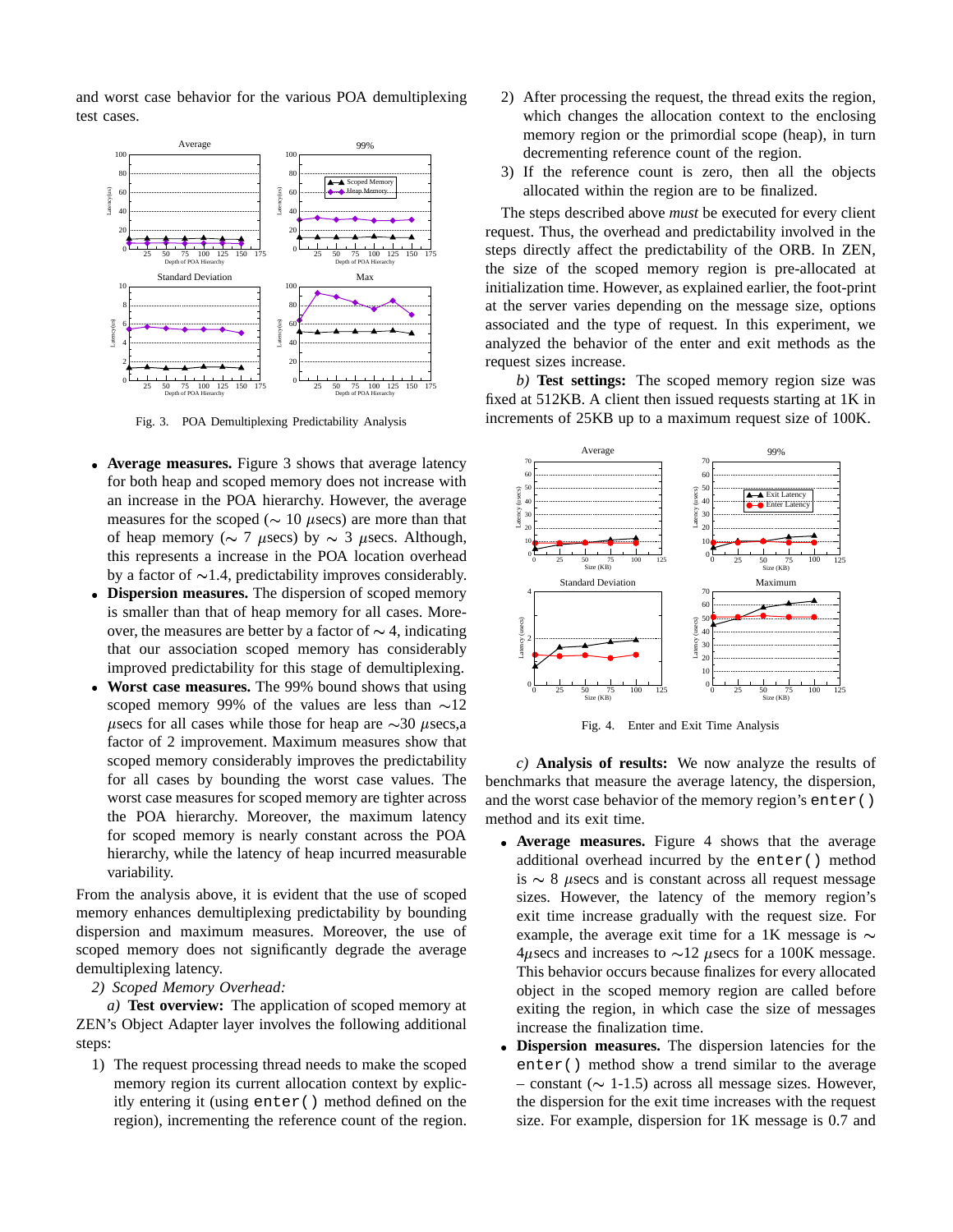and worst case behavior for the various POA demultiplexing test cases.

Fig. 3. POA Demultiplexing Predictability Analysis

- **Average measures.** Figure 3 shows that average latency for both heap and scoped memory does not increase with an increase in the POA hierarchy. However, the average measures for the scoped ($\sim$ 10 $\mu$secs) are more than that of heap memory ($\sim$ 7 $\mu$secs) by $\sim$ 3 $\mu$secs. Although, this represents a increase in the POA location overhead by a factor of $\sim$1.4, predictability improves considerably.
- **Dispersion measures.** The dispersion of scoped memory is smaller than that of heap memory for all cases. Moreover, the measures are better by a factor of $\sim$ 4, indicating that our association scoped memory has considerably improved predictability for this stage of demultiplexing.
- **Worst case measures.** The 99% bound shows that using scoped memory 99% of the values are less than $\sim$12 $\mu$secs for all cases while those for heap are $\sim$30 $\mu$secs,a factor of 2 improvement. Maximum measures show that scoped memory considerably improves the predictability for all cases by bounding the worst case values. The worst case measures for scoped memory are tighter across the POA hierarchy. Moreover, the maximum latency for scoped memory is nearly constant across the POA hierarchy, while the latency of heap incurred measurable variability.

From the analysis above, it is evident that the use of scoped memory enhances demultiplexing predictability by bounding dispersion and maximum measures. Moreover, the use of scoped memory does not significantly degrade the average demultiplexing latency.

*2) Scoped Memory Overhead:*

*a)* **Test overview:** The application of scoped memory at ZEN's Object Adapter layer involves the following additional steps:

1) The request processing thread needs to make the scoped memory region its current allocation context by explicitly entering it (using `enter()` method defined on the region), incrementing the reference count of the region.
2) After processing the request, the thread exits the region, which changes the allocation context to the enclosing memory region or the primordial scope (heap), in turn decrementing reference count of the region.
3) If the reference count is zero, then all the objects allocated within the region are to be finalized.

The steps described above *must* be executed for every client request. Thus, the overhead and predictability involved in the steps directly affect the predictability of the ORB. In ZEN, the size of the scoped memory region is pre-allocated at initialization time. However, as explained earlier, the foot-print at the server varies depending on the message size, options associated and the type of request. In this experiment, we analyzed the behavior of the enter and exit methods as the request sizes increase.

*b)* **Test settings:** The scoped memory region size was fixed at 512KB. A client then issued requests starting at 1K in increments of 25KB up to a maximum request size of 100K.

Fig. 4. Enter and Exit Time Analysis

*c)* **Analysis of results:** We now analyze the results of benchmarks that measure the average latency, the dispersion, and the worst case behavior of the memory region's `enter()` method and its exit time.

- **Average measures.** Figure 4 shows that the average additional overhead incurred by the `enter()` method is $\sim$ 8 $\mu$secs and is constant across all request message sizes. However, the latency of the memory region's exit time increase gradually with the request size. For example, the average exit time for a 1K message is $\sim$ 4$\mu$secs and increases to $\sim$12 $\mu$secs for a 100K message. This behavior occurs because finalizes for every allocated object in the scoped memory region are called before exiting the region, in which case the size of messages increase the finalization time.
- **Dispersion measures.** The dispersion latencies for the `enter()` method show a trend similar to the average – constant ($\sim$ 1-1.5) across all message sizes. However, the dispersion for the exit time increases with the request size. For example, dispersion for 1K message is 0.7 and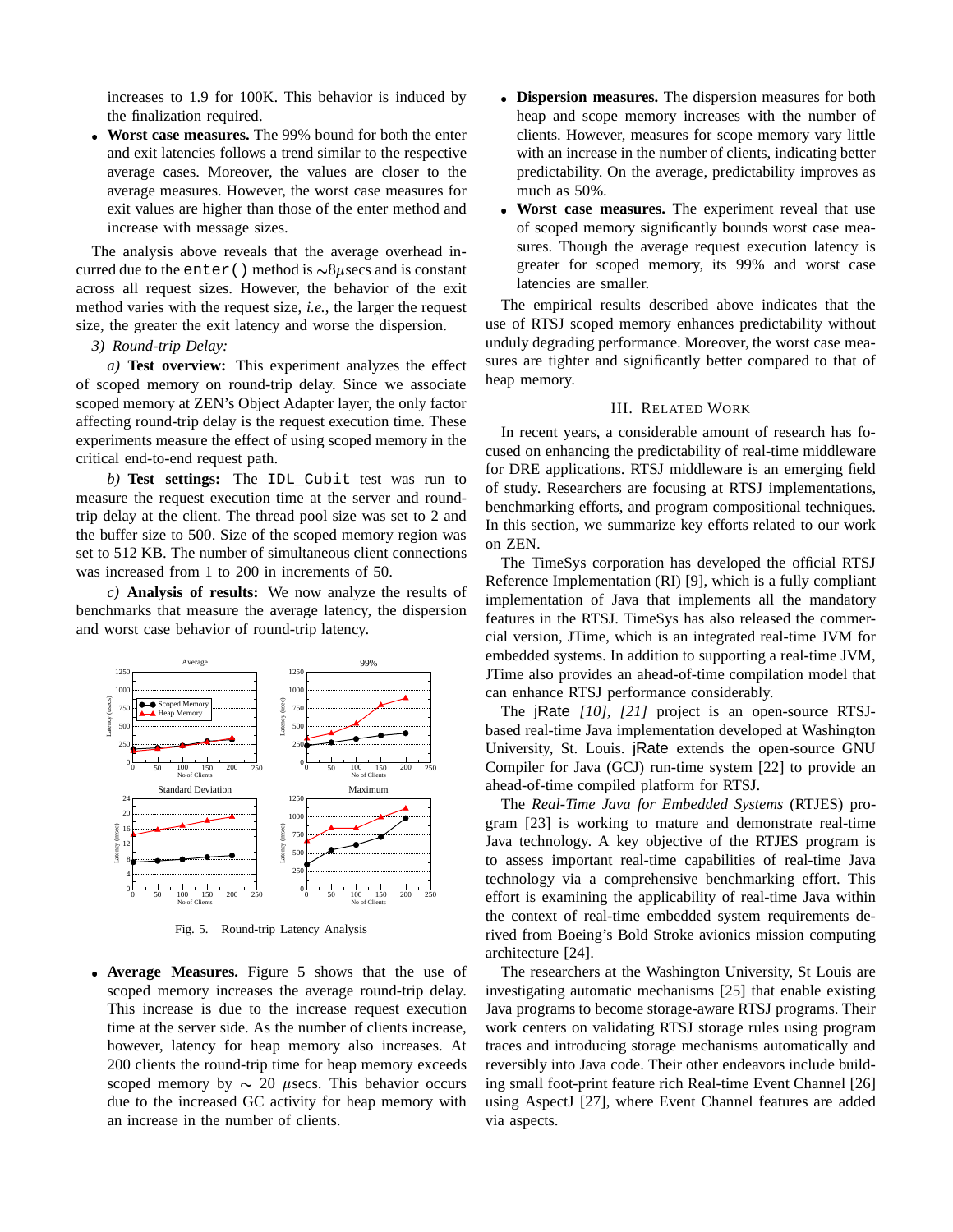increases to 1.9 for 100K. This behavior is induced by the finalization required.

- **Worst case measures.** The 99% bound for both the enter and exit latencies follows a trend similar to the respective average cases. Moreover, the values are closer to the average measures. However, the worst case measures for exit values are higher than those of the enter method and increase with message sizes.

The analysis above reveals that the average overhead incurred due to the `enter()` method is $\sim 8\mu$secs and is constant across all request sizes. However, the behavior of the exit method varies with the request size, *i.e.*, the larger the request size, the greater the exit latency and worse the dispersion.

*3) Round-trip Delay:*

*a)* **Test overview:** This experiment analyzes the effect of scoped memory on round-trip delay. Since we associate scoped memory at ZEN's Object Adapter layer, the only factor affecting round-trip delay is the request execution time. These experiments measure the effect of using scoped memory in the critical end-to-end request path.

*b)* **Test settings:** The `IDL_Cubit` test was run to measure the request execution time at the server and round-trip delay at the client. The thread pool size was set to 2 and the buffer size to 500. Size of the scoped memory region was set to 512 KB. The number of simultaneous client connections was increased from 1 to 200 in increments of 50.

*c)* **Analysis of results:** We now analyze the results of benchmarks that measure the average latency, the dispersion and worst case behavior of round-trip latency.

Fig. 5. Round-trip Latency Analysis

- **Average Measures.** Figure 5 shows that the use of scoped memory increases the average round-trip delay. This increase is due to the increase request execution time at the server side. As the number of clients increase, however, latency for heap memory also increases. At 200 clients the round-trip time for heap memory exceeds scoped memory by $\sim$ 20 $\mu$secs. This behavior occurs due to the increased GC activity for heap memory with an increase in the number of clients.

- **Dispersion measures.** The dispersion measures for both heap and scope memory increases with the number of clients. However, measures for scope memory vary little with an increase in the number of clients, indicating better predictability. On the average, predictability improves as much as 50%.

- **Worst case measures.** The experiment reveal that use of scoped memory significantly bounds worst case measures. Though the average request execution latency is greater for scoped memory, its 99% and worst case latencies are smaller.

The empirical results described above indicates that the use of RTSJ scoped memory enhances predictability without unduly degrading performance. Moreover, the worst case measures are tighter and significantly better compared to that of heap memory.

## III. Related Work

In recent years, a considerable amount of research has focused on enhancing the predictability of real-time middleware for DRE applications. RTSJ middleware is an emerging field of study. Researchers are focusing at RTSJ implementations, benchmarking efforts, and program compositional techniques. In this section, we summarize key efforts related to our work on ZEN.

The TimeSys corporation has developed the official RTSJ Reference Implementation (RI) [9], which is a fully compliant implementation of Java that implements all the mandatory features in the RTSJ. TimeSys has also released the commercial version, JTime, which is an integrated real-time JVM for embedded systems. In addition to supporting a real-time JVM, JTime also provides an ahead-of-time compilation model that can enhance RTSJ performance considerably.

The jRate *[10], [21]* project is an open-source RTSJ-based real-time Java implementation developed at Washington University, St. Louis. jRate extends the open-source GNU Compiler for Java (GCJ) run-time system [22] to provide an ahead-of-time compiled platform for RTSJ.

The *Real-Time Java for Embedded Systems* (RTJES) program [23] is working to mature and demonstrate real-time Java technology. A key objective of the RTJES program is to assess important real-time capabilities of real-time Java technology via a comprehensive benchmarking effort. This effort is examining the applicability of real-time Java within the context of real-time embedded system requirements derived from Boeing's Bold Stroke avionics mission computing architecture [24].

The researchers at the Washington University, St Louis are investigating automatic mechanisms [25] that enable existing Java programs to become storage-aware RTSJ programs. Their work centers on validating RTSJ storage rules using program traces and introducing storage mechanisms automatically and reversibly into Java code. Their other endeavors include building small foot-print feature rich Real-time Event Channel [26] using AspectJ [27], where Event Channel features are added via aspects.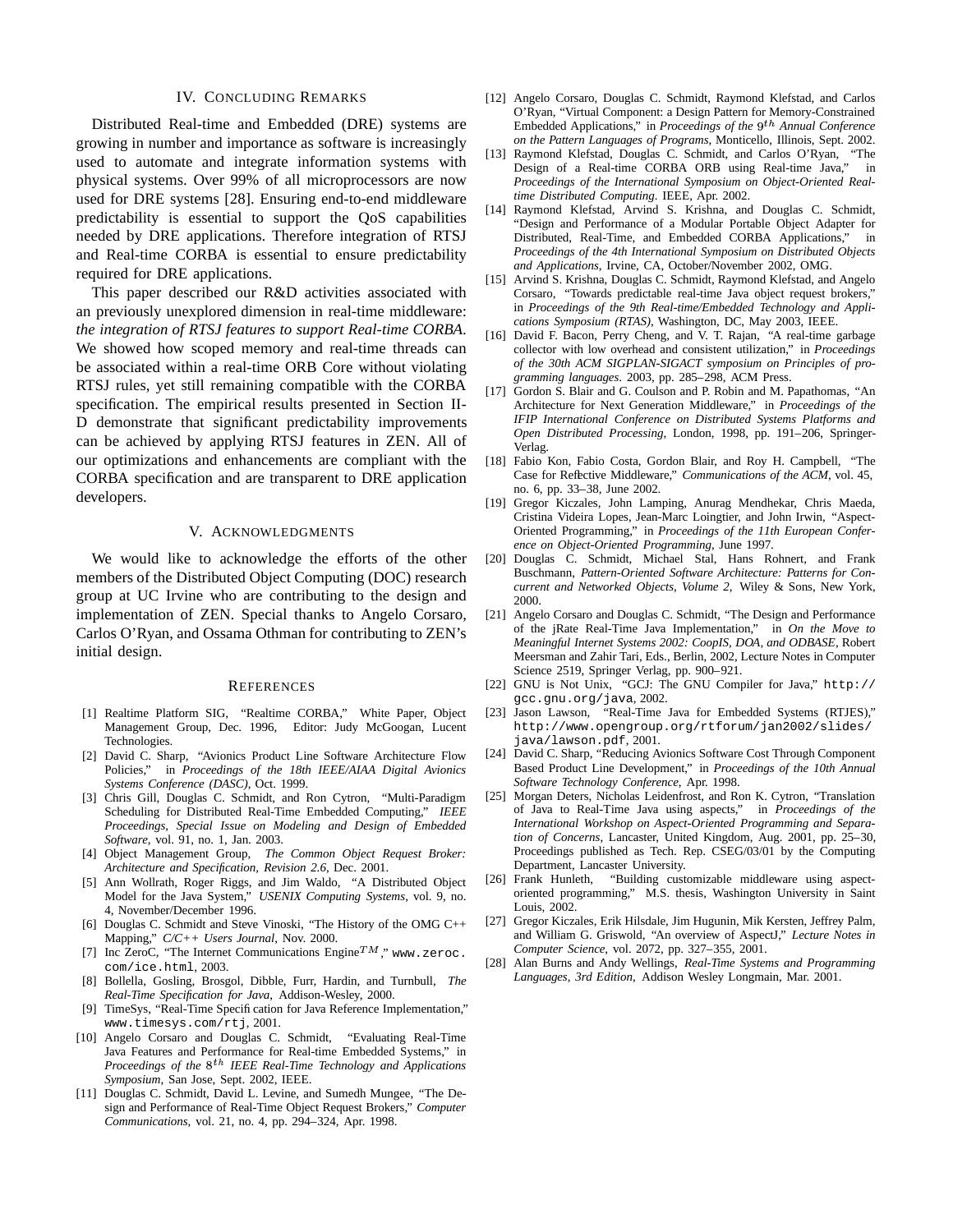## IV. Concluding Remarks

Distributed Real-time and Embedded (DRE) systems are growing in number and importance as software is increasingly used to automate and integrate information systems with physical systems. Over 99% of all microprocessors are now used for DRE systems [28]. Ensuring end-to-end middleware predictability is essential to support the QoS capabilities needed by DRE applications. Therefore integration of RTSJ and Real-time CORBA is essential to ensure predictability required for DRE applications.

This paper described our R&D activities associated with an previously unexplored dimension in real-time middleware: *the integration of RTSJ features to support Real-time CORBA.* We showed how scoped memory and real-time threads can be associated within a real-time ORB Core without violating RTSJ rules, yet still remaining compatible with the CORBA specification. The empirical results presented in Section II-D demonstrate that significant predictability improvements can be achieved by applying RTSJ features in ZEN. All of our optimizations and enhancements are compliant with the CORBA specification and are transparent to DRE application developers.

## V. Acknowledgments

We would like to acknowledge the efforts of the other members of the Distributed Object Computing (DOC) research group at UC Irvine who are contributing to the design and implementation of ZEN. Special thanks to Angelo Corsaro, Carlos O'Ryan, and Ossama Othman for contributing to ZEN's initial design.

## References

[1] Realtime Platform SIG, "Realtime CORBA," White Paper, Object Management Group, Dec. 1996, Editor: Judy McGoogan, Lucent Technologies.

[2] David C. Sharp, "Avionics Product Line Software Architecture Flow Policies," in *Proceedings of the 18th IEEE/AIAA Digital Avionics Systems Conference (DASC)*, Oct. 1999.

[3] Chris Gill, Douglas C. Schmidt, and Ron Cytron, "Multi-Paradigm Scheduling for Distributed Real-Time Embedded Computing," *IEEE Proceedings, Special Issue on Modeling and Design of Embedded Software*, vol. 91, no. 1, Jan. 2003.

[4] Object Management Group, *The Common Object Request Broker: Architecture and Specification, Revision 2.6*, Dec. 2001.

[5] Ann Wollrath, Roger Riggs, and Jim Waldo, "A Distributed Object Model for the Java System," *USENIX Computing Systems*, vol. 9, no. 4, November/December 1996.

[6] Douglas C. Schmidt and Steve Vinoski, "The History of the OMG C++ Mapping," *C/C++ Users Journal*, Nov. 2000.

[7] Inc ZeroC, "The Internet Communications Engine$^{TM}$," www.zeroc.com/ice.html, 2003.

[8] Bollella, Gosling, Brosgol, Dibble, Furr, Hardin, and Turnbull, *The Real-Time Specification for Java*, Addison-Wesley, 2000.

[9] TimeSys, "Real-Time Specification for Java Reference Implementation," www.timesys.com/rtj, 2001.

[10] Angelo Corsaro and Douglas C. Schmidt, "Evaluating Real-Time Java Features and Performance for Real-time Embedded Systems," in *Proceedings of the 8$^{th}$ IEEE Real-Time Technology and Applications Symposium*, San Jose, Sept. 2002, IEEE.

[11] Douglas C. Schmidt, David L. Levine, and Sumedh Mungee, "The Design and Performance of Real-Time Object Request Brokers," *Computer Communications*, vol. 21, no. 4, pp. 294–324, Apr. 1998.

[12] Angelo Corsaro, Douglas C. Schmidt, Raymond Klefstad, and Carlos O'Ryan, "Virtual Component: a Design Pattern for Memory-Constrained Embedded Applications," in *Proceedings of the 9$^{th}$ Annual Conference on the Pattern Languages of Programs*, Monticello, Illinois, Sept. 2002.

[13] Raymond Klefstad, Douglas C. Schmidt, and Carlos O'Ryan, "The Design of a Real-time CORBA ORB using Real-time Java," in *Proceedings of the International Symposium on Object-Oriented Real-time Distributed Computing*. IEEE, Apr. 2002.

[14] Raymond Klefstad, Arvind S. Krishna, and Douglas C. Schmidt, "Design and Performance of a Modular Portable Object Adapter for Distributed, Real-Time, and Embedded CORBA Applications," in *Proceedings of the 4th International Symposium on Distributed Objects and Applications*, Irvine, CA, October/November 2002, OMG.

[15] Arvind S. Krishna, Douglas C. Schmidt, Raymond Klefstad, and Angelo Corsaro, "Towards predictable real-time Java object request brokers," in *Proceedings of the 9th Real-time/Embedded Technology and Applications Symposium (RTAS)*, Washington, DC, May 2003, IEEE.

[16] David F. Bacon, Perry Cheng, and V. T. Rajan, "A real-time garbage collector with low overhead and consistent utilization," in *Proceedings of the 30th ACM SIGPLAN-SIGACT symposium on Principles of programming languages*. 2003, pp. 285–298, ACM Press.

[17] Gordon S. Blair and G. Coulson and P. Robin and M. Papathomas, "An Architecture for Next Generation Middleware," in *Proceedings of the IFIP International Conference on Distributed Systems Platforms and Open Distributed Processing*, London, 1998, pp. 191–206, Springer-Verlag.

[18] Fabio Kon, Fabio Costa, Gordon Blair, and Roy H. Campbell, "The Case for Reflective Middleware," *Communications of the ACM*, vol. 45, no. 6, pp. 33–38, June 2002.

[19] Gregor Kiczales, John Lamping, Anurag Mendhekar, Chris Maeda, Cristina Videira Lopes, Jean-Marc Loingtier, and John Irwin, "Aspect-Oriented Programming," in *Proceedings of the 11th European Conference on Object-Oriented Programming*, June 1997.

[20] Douglas C. Schmidt, Michael Stal, Hans Rohnert, and Frank Buschmann, *Pattern-Oriented Software Architecture: Patterns for Concurrent and Networked Objects, Volume 2*, Wiley & Sons, New York, 2000.

[21] Angelo Corsaro and Douglas C. Schmidt, "The Design and Performance of the jRate Real-Time Java Implementation," in *On the Move to Meaningful Internet Systems 2002: CoopIS, DOA, and ODBASE*, Robert Meersman and Zahir Tari, Eds., Berlin, 2002, Lecture Notes in Computer Science 2519, Springer Verlag, pp. 900–921.

[22] GNU is Not Unix, "GCJ: The GNU Compiler for Java," http://gcc.gnu.org/java, 2002.

[23] Jason Lawson, "Real-Time Java for Embedded Systems (RTJES)," http://www.opengroup.org/rtforum/jan2002/slides/java/lawson.pdf, 2001.

[24] David C. Sharp, "Reducing Avionics Software Cost Through Component Based Product Line Development," in *Proceedings of the 10th Annual Software Technology Conference*, Apr. 1998.

[25] Morgan Deters, Nicholas Leidenfrost, and Ron K. Cytron, "Translation of Java to Real-Time Java using aspects," in *Proceedings of the International Workshop on Aspect-Oriented Programming and Separation of Concerns*, Lancaster, United Kingdom, Aug. 2001, pp. 25–30, Proceedings published as Tech. Rep. CSEG/03/01 by the Computing Department, Lancaster University.

[26] Frank Hunleth, "Building customizable middleware using aspect-oriented programming," M.S. thesis, Washington University in Saint Louis, 2002.

[27] Gregor Kiczales, Erik Hilsdale, Jim Hugunin, Mik Kersten, Jeffrey Palm, and William G. Griswold, "An overview of AspectJ," *Lecture Notes in Computer Science*, vol. 2072, pp. 327–355, 2001.

[28] Alan Burns and Andy Wellings, *Real-Time Systems and Programming Languages, 3rd Edition*, Addison Wesley Longmain, Mar. 2001.